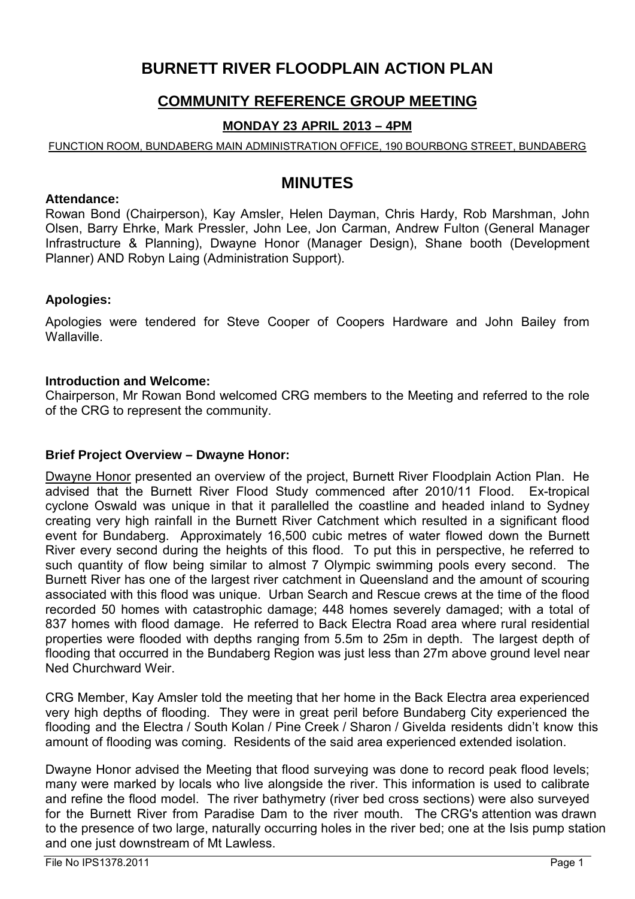# BURNETT RIVER FLOODPLAIN ACTION PLAN

## COMMUNITY REFERENCE GROUP MEETING

### MONDAY 23 APRIL 2013 – 4PM

FUNCTION ROOM, BUNDABERG MAIN ADMINISTRATION OFFICE, 190 BOURBONG STREET, BUNDABERG

## MINUTES

**Attendance:**

Rowan Bond (Chairperson), Kay Amsler, Helen Dayman, Chris Hardy, Rob Marshman, John Olsen, Barry Ehrke, Mark Pressler, John Lee, Jon Carman, Andrew Fulton (General Manager Infrastructure & Planning), Dwayne Honor (Manager Design), Shane booth (Development Planner) AND Robyn Laing (Administration Support).

**Apologies:**

Apologies were tendered for Steve Cooper of Coopers Hardware and John Bailey from Wallaville.

**Introduction and Welcome:**

Chairperson, Mr Rowan Bond welcomed CRG members to the Meeting and referred to the role of the CRG to represent the community.

**Brief Project Overview – Dwayne Honor:**

Dwayne Honor presented an overview of the project, Burnett River Floodplain Action Plan. He advised that the Burnett River Flood Study commenced after 2010/11 Flood. Ex-tropical cyclone Oswald was unique in that it parallelled the coastline and headed inland to Sydney creating very high rainfall in the Burnett River Catchment which resulted in a significant flood event for Bundaberg. Approximately 16,500 cubic metres of water flowed down the Burnett River every second during the heights of this flood. To put this in perspective, he referred to such quantity of flow being similar to almost 7 Olympic swimming pools every second. The Burnett River has one of the largest river catchment in Queensland and the amount of scouring associated with this flood was unique. Urban Search and Rescue crews at the time of the flood recorded 50 homes with catastrophic damage; 448 homes severely damaged; with a total of 837 homes with flood damage. He referred to Back Electra Road area where rural residential properties were flooded with depths ranging from 5.5m to 25m in depth. The largest depth of flooding that occurred in the Bundaberg Region was just less than 27m above ground level near Ned Churchward Weir.

CRG Member, Kay Amsler told the meeting that her home in the Back Electra area experienced very high depths of flooding. They were in great peril before Bundaberg City experienced the flooding and the Electra / South Kolan / Pine Creek / Sharon / Givelda residents didn't know this amount of flooding was coming. Residents of the said area experienced extended isolation.

Dwayne Honor advised the Meeting that flood surveying was done to record peak flood levels; many were marked by locals who live alongside the river. This information is used to calibrate and refine the flood model. The river bathymetry (river bed cross sections) were also surveyed for the Burnett River from Paradise Dam to the river mouth. The CRG's attention was drawn to the presence of two large, naturally occurring holes in the river bed; one at the Isis pump station and one just downstream of Mt Lawless.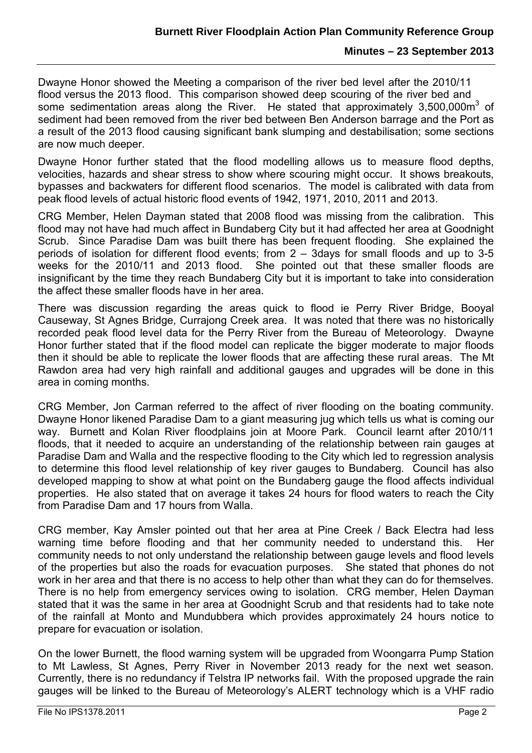Dwayne Honor showed the Meeting a comparison of the river bed level after the 2010/11 flood versus the 2013 flood. This comparison showed deep scouring of the river bed and some sedimentation areas along the River. He stated that approximately 3,500,000m$^3$ of sediment had been removed from the river bed between Ben Anderson barrage and the Port as a result of the 2013 flood causing significant bank slumping and destabilisation; some sections are now much deeper.

Dwayne Honor further stated that the flood modelling allows us to measure flood depths, velocities, hazards and shear stress to show where scouring might occur. It shows breakouts, bypasses and backwaters for different flood scenarios. The model is calibrated with data from peak flood levels of actual historic flood events of 1942, 1971, 2010, 2011 and 2013.

CRG Member, Helen Dayman stated that 2008 flood was missing from the calibration. This flood may not have had much affect in Bundaberg City but it had affected her area at Goodnight Scrub. Since Paradise Dam was built there has been frequent flooding. She explained the periods of isolation for different flood events; from 2 – 3days for small floods and up to 3-5 weeks for the 2010/11 and 2013 flood. She pointed out that these smaller floods are insignificant by the time they reach Bundaberg City but it is important to take into consideration the affect these smaller floods have in her area.

There was discussion regarding the areas quick to flood ie Perry River Bridge, Booyal Causeway, St Agnes Bridge, Currajong Creek area. It was noted that there was no historically recorded peak flood level data for the Perry River from the Bureau of Meteorology. Dwayne Honor further stated that if the flood model can replicate the bigger moderate to major floods then it should be able to replicate the lower floods that are affecting these rural areas. The Mt Rawdon area had very high rainfall and additional gauges and upgrades will be done in this area in coming months.

CRG Member, Jon Carman referred to the affect of river flooding on the boating community. Dwayne Honor likened Paradise Dam to a giant measuring jug which tells us what is coming our way. Burnett and Kolan River floodplains join at Moore Park. Council learnt after 2010/11 floods, that it needed to acquire an understanding of the relationship between rain gauges at Paradise Dam and Walla and the respective flooding to the City which led to regression analysis to determine this flood level relationship of key river gauges to Bundaberg. Council has also developed mapping to show at what point on the Bundaberg gauge the flood affects individual properties. He also stated that on average it takes 24 hours for flood waters to reach the City from Paradise Dam and 17 hours from Walla.

CRG member, Kay Amsler pointed out that her area at Pine Creek / Back Electra had less warning time before flooding and that her community needed to understand this. Her community needs to not only understand the relationship between gauge levels and flood levels of the properties but also the roads for evacuation purposes. She stated that phones do not work in her area and that there is no access to help other than what they can do for themselves. There is no help from emergency services owing to isolation. CRG member, Helen Dayman stated that it was the same in her area at Goodnight Scrub and that residents had to take note of the rainfall at Monto and Mundubbera which provides approximately 24 hours notice to prepare for evacuation or isolation.

On the lower Burnett, the flood warning system will be upgraded from Woongarra Pump Station to Mt Lawless, St Agnes, Perry River in November 2013 ready for the next wet season. Currently, there is no redundancy if Telstra IP networks fail. With the proposed upgrade the rain gauges will be linked to the Bureau of Meteorology's ALERT technology which is a VHF radio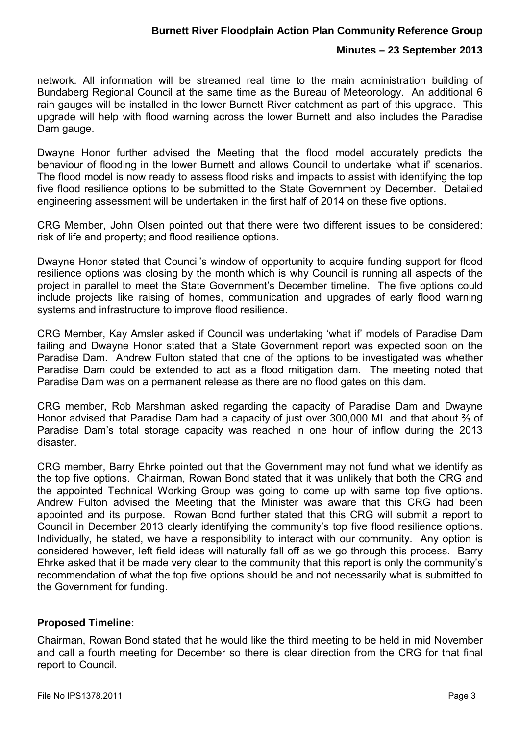network. All information will be streamed real time to the main administration building of Bundaberg Regional Council at the same time as the Bureau of Meteorology. An additional 6 rain gauges will be installed in the lower Burnett River catchment as part of this upgrade. This upgrade will help with flood warning across the lower Burnett and also includes the Paradise Dam gauge.

Dwayne Honor further advised the Meeting that the flood model accurately predicts the behaviour of flooding in the lower Burnett and allows Council to undertake 'what if' scenarios. The flood model is now ready to assess flood risks and impacts to assist with identifying the top five flood resilience options to be submitted to the State Government by December. Detailed engineering assessment will be undertaken in the first half of 2014 on these five options.

CRG Member, John Olsen pointed out that there were two different issues to be considered: risk of life and property; and flood resilience options.

Dwayne Honor stated that Council's window of opportunity to acquire funding support for flood resilience options was closing by the month which is why Council is running all aspects of the project in parallel to meet the State Government's December timeline. The five options could include projects like raising of homes, communication and upgrades of early flood warning systems and infrastructure to improve flood resilience.

CRG Member, Kay Amsler asked if Council was undertaking 'what if' models of Paradise Dam failing and Dwayne Honor stated that a State Government report was expected soon on the Paradise Dam. Andrew Fulton stated that one of the options to be investigated was whether Paradise Dam could be extended to act as a flood mitigation dam. The meeting noted that Paradise Dam was on a permanent release as there are no flood gates on this dam.

CRG member, Rob Marshman asked regarding the capacity of Paradise Dam and Dwayne Honor advised that Paradise Dam had a capacity of just over 300,000 ML and that about ⅔ of Paradise Dam's total storage capacity was reached in one hour of inflow during the 2013 disaster.

CRG member, Barry Ehrke pointed out that the Government may not fund what we identify as the top five options. Chairman, Rowan Bond stated that it was unlikely that both the CRG and the appointed Technical Working Group was going to come up with same top five options. Andrew Fulton advised the Meeting that the Minister was aware that this CRG had been appointed and its purpose. Rowan Bond further stated that this CRG will submit a report to Council in December 2013 clearly identifying the community's top five flood resilience options. Individually, he stated, we have a responsibility to interact with our community. Any option is considered however, left field ideas will naturally fall off as we go through this process. Barry Ehrke asked that it be made very clear to the community that this report is only the community's recommendation of what the top five options should be and not necessarily what is submitted to the Government for funding.

**Proposed Timeline:**

Chairman, Rowan Bond stated that he would like the third meeting to be held in mid November and call a fourth meeting for December so there is clear direction from the CRG for that final report to Council.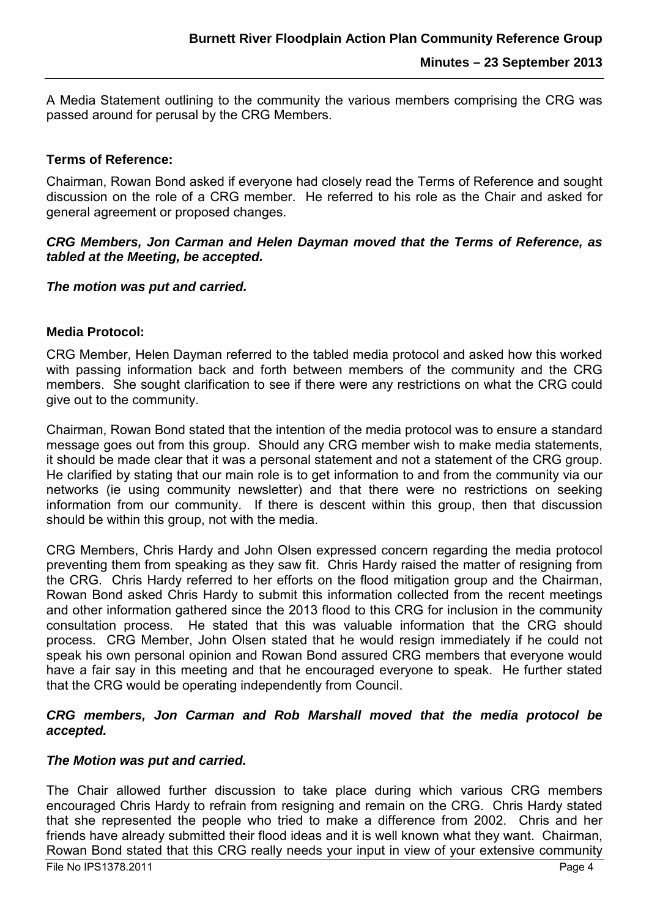A Media Statement outlining to the community the various members comprising the CRG was passed around for perusal by the CRG Members.

**Terms of Reference:**

Chairman, Rowan Bond asked if everyone had closely read the Terms of Reference and sought discussion on the role of a CRG member. He referred to his role as the Chair and asked for general agreement or proposed changes.

***CRG Members, Jon Carman and Helen Dayman moved that the Terms of Reference, as tabled at the Meeting, be accepted.***

***The motion was put and carried.***

**Media Protocol:**

CRG Member, Helen Dayman referred to the tabled media protocol and asked how this worked with passing information back and forth between members of the community and the CRG members. She sought clarification to see if there were any restrictions on what the CRG could give out to the community.

Chairman, Rowan Bond stated that the intention of the media protocol was to ensure a standard message goes out from this group. Should any CRG member wish to make media statements, it should be made clear that it was a personal statement and not a statement of the CRG group. He clarified by stating that our main role is to get information to and from the community via our networks (ie using community newsletter) and that there were no restrictions on seeking information from our community. If there is descent within this group, then that discussion should be within this group, not with the media.

CRG Members, Chris Hardy and John Olsen expressed concern regarding the media protocol preventing them from speaking as they saw fit. Chris Hardy raised the matter of resigning from the CRG. Chris Hardy referred to her efforts on the flood mitigation group and the Chairman, Rowan Bond asked Chris Hardy to submit this information collected from the recent meetings and other information gathered since the 2013 flood to this CRG for inclusion in the community consultation process. He stated that this was valuable information that the CRG should process. CRG Member, John Olsen stated that he would resign immediately if he could not speak his own personal opinion and Rowan Bond assured CRG members that everyone would have a fair say in this meeting and that he encouraged everyone to speak. He further stated that the CRG would be operating independently from Council.

***CRG members, Jon Carman and Rob Marshall moved that the media protocol be accepted.***

***The Motion was put and carried.***

The Chair allowed further discussion to take place during which various CRG members encouraged Chris Hardy to refrain from resigning and remain on the CRG. Chris Hardy stated that she represented the people who tried to make a difference from 2002. Chris and her friends have already submitted their flood ideas and it is well known what they want. Chairman, Rowan Bond stated that this CRG really needs your input in view of your extensive community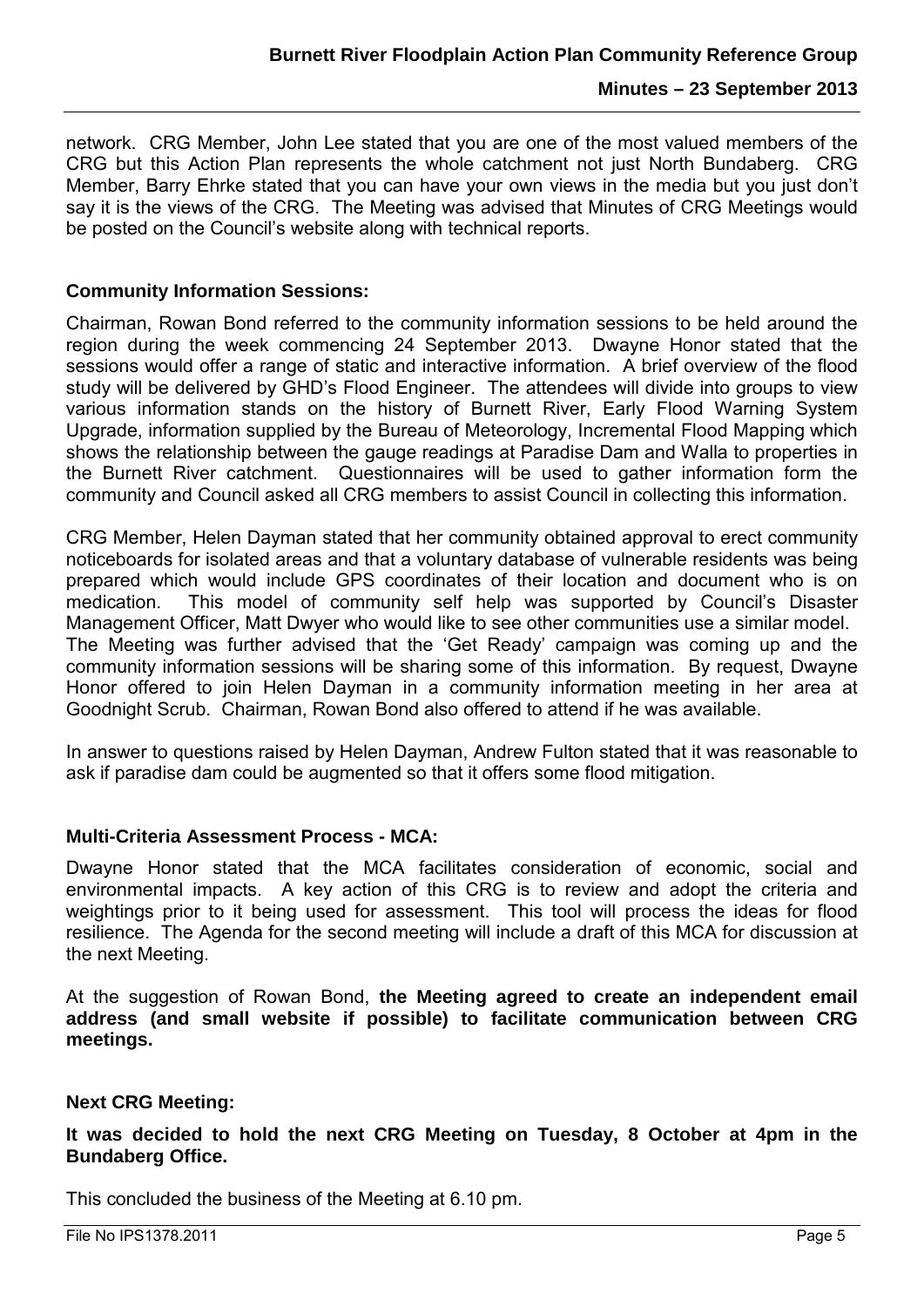network. CRG Member, John Lee stated that you are one of the most valued members of the CRG but this Action Plan represents the whole catchment not just North Bundaberg. CRG Member, Barry Ehrke stated that you can have your own views in the media but you just don't say it is the views of the CRG. The Meeting was advised that Minutes of CRG Meetings would be posted on the Council's website along with technical reports.

**Community Information Sessions:**

Chairman, Rowan Bond referred to the community information sessions to be held around the region during the week commencing 24 September 2013. Dwayne Honor stated that the sessions would offer a range of static and interactive information. A brief overview of the flood study will be delivered by GHD's Flood Engineer. The attendees will divide into groups to view various information stands on the history of Burnett River, Early Flood Warning System Upgrade, information supplied by the Bureau of Meteorology, Incremental Flood Mapping which shows the relationship between the gauge readings at Paradise Dam and Walla to properties in the Burnett River catchment. Questionnaires will be used to gather information form the community and Council asked all CRG members to assist Council in collecting this information.

CRG Member, Helen Dayman stated that her community obtained approval to erect community noticeboards for isolated areas and that a voluntary database of vulnerable residents was being prepared which would include GPS coordinates of their location and document who is on medication. This model of community self help was supported by Council's Disaster Management Officer, Matt Dwyer who would like to see other communities use a similar model. The Meeting was further advised that the 'Get Ready' campaign was coming up and the community information sessions will be sharing some of this information. By request, Dwayne Honor offered to join Helen Dayman in a community information meeting in her area at Goodnight Scrub. Chairman, Rowan Bond also offered to attend if he was available.

In answer to questions raised by Helen Dayman, Andrew Fulton stated that it was reasonable to ask if paradise dam could be augmented so that it offers some flood mitigation.

**Multi-Criteria Assessment Process - MCA:**

Dwayne Honor stated that the MCA facilitates consideration of economic, social and environmental impacts. A key action of this CRG is to review and adopt the criteria and weightings prior to it being used for assessment. This tool will process the ideas for flood resilience. The Agenda for the second meeting will include a draft of this MCA for discussion at the next Meeting.

At the suggestion of Rowan Bond, **the Meeting agreed to create an independent email address (and small website if possible) to facilitate communication between CRG meetings.**

**Next CRG Meeting:**

**It was decided to hold the next CRG Meeting on Tuesday, 8 October at 4pm in the Bundaberg Office.**

This concluded the business of the Meeting at 6.10 pm.